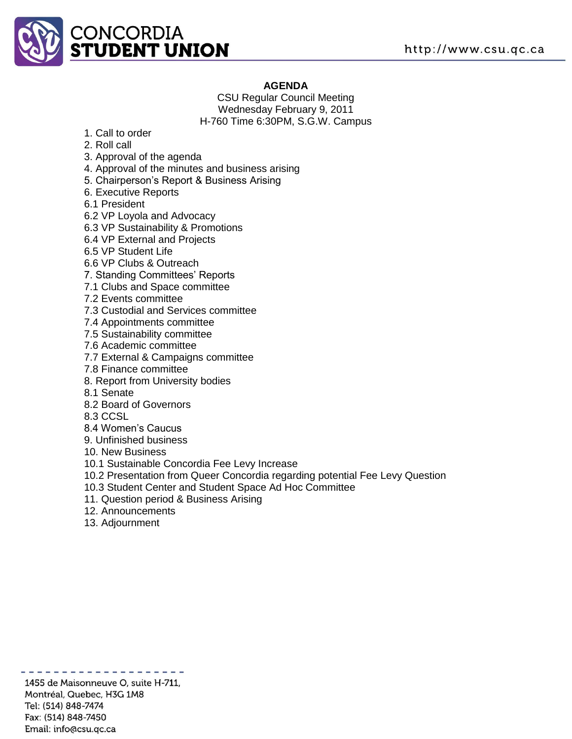CONCORDIA
**STUDENT UNION**

http://www.csu.qc.ca

# AGENDA

CSU Regular Council Meeting
Wednesday February 9, 2011
H-760 Time 6:30PM, S.G.W. Campus

1. Call to order
2. Roll call
3. Approval of the agenda
4. Approval of the minutes and business arising
5. Chairperson's Report & Business Arising
6. Executive Reports
6.1 President
6.2 VP Loyola and Advocacy
6.3 VP Sustainability & Promotions
6.4 VP External and Projects
6.5 VP Student Life
6.6 VP Clubs & Outreach
7. Standing Committees' Reports
7.1 Clubs and Space committee
7.2 Events committee
7.3 Custodial and Services committee
7.4 Appointments committee
7.5 Sustainability committee
7.6 Academic committee
7.7 External & Campaigns committee
7.8 Finance committee
8. Report from University bodies
8.1 Senate
8.2 Board of Governors
8.3 CCSL
8.4 Women's Caucus
9. Unfinished business
10. New Business
10.1 Sustainable Concordia Fee Levy Increase
10.2 Presentation from Queer Concordia regarding potential Fee Levy Question
10.3 Student Center and Student Space Ad Hoc Committee
11. Question period & Business Arising
12. Announcements
13. Adjournment

1455 de Maisonneuve O, suite H-711,
Montréal, Quebec, H3G 1M8
Tel: (514) 848-7474
Fax: (514) 848-7450
Email: info@csu.qc.ca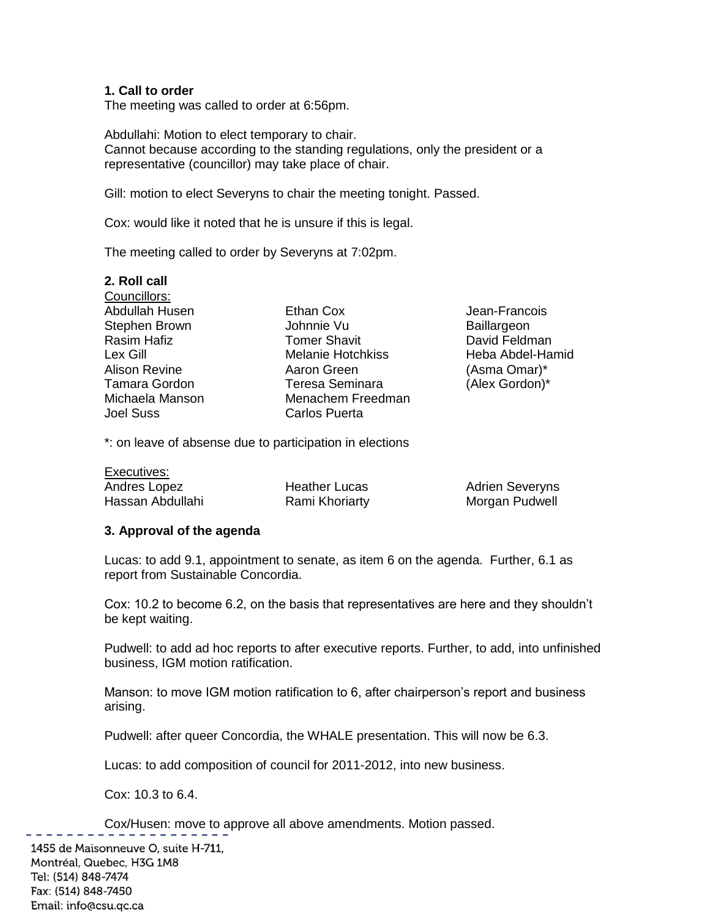**1. Call to order**

The meeting was called to order at 6:56pm.

Abdullahi: Motion to elect temporary to chair.
Cannot because according to the standing regulations, only the president or a representative (councillor) may take place of chair.

Gill: motion to elect Severyns to chair the meeting tonight. Passed.

Cox: would like it noted that he is unsure if this is legal.

The meeting called to order by Severyns at 7:02pm.

**2. Roll call**

Councillors:

Abdullah Husen
Stephen Brown
Rasim Hafiz
Lex Gill
Alison Revine
Tamara Gordon
Michaela Manson
Joel Suss
Ethan Cox
Johnnie Vu
Tomer Shavit
Melanie Hotchkiss
Aaron Green
Teresa Seminara
Menachem Freedman
Carlos Puerta
Jean-Francois Baillargeon
David Feldman
Heba Abdel-Hamid
(Asma Omar)*
(Alex Gordon)*

*: on leave of absense due to participation in elections

Executives:

Andres Lopez
Hassan Abdullahi
Heather Lucas
Rami Khoriarty
Adrien Severyns
Morgan Pudwell

**3. Approval of the agenda**

Lucas: to add 9.1, appointment to senate, as item 6 on the agenda. Further, 6.1 as report from Sustainable Concordia.

Cox: 10.2 to become 6.2, on the basis that representatives are here and they shouldn't be kept waiting.

Pudwell: to add ad hoc reports to after executive reports. Further, to add, into unfinished business, IGM motion ratification.

Manson: to move IGM motion ratification to 6, after chairperson's report and business arising.

Pudwell: after queer Concordia, the WHALE presentation. This will now be 6.3.

Lucas: to add composition of council for 2011-2012, into new business.

Cox: 10.3 to 6.4.

Cox/Husen: move to approve all above amendments. Motion passed.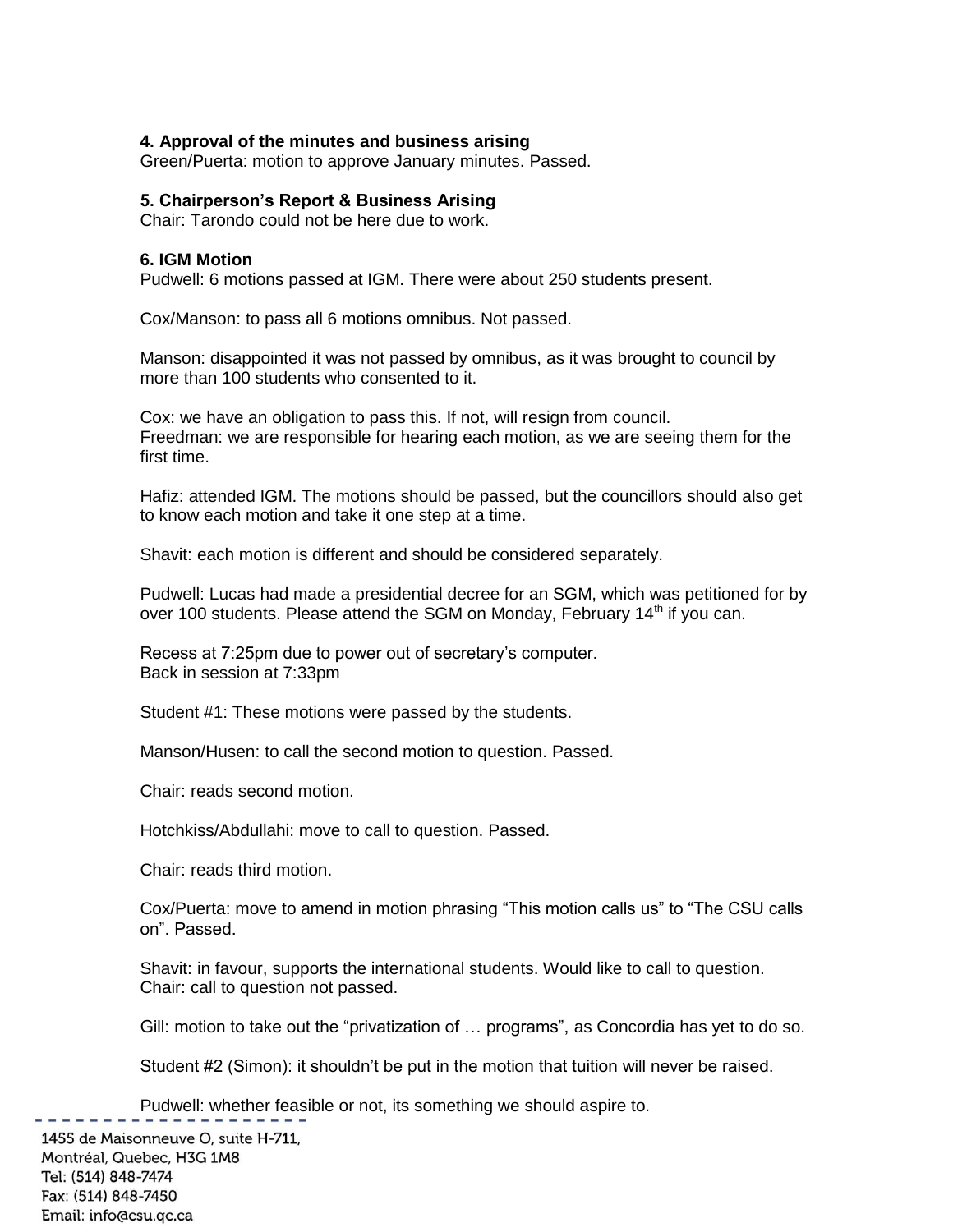**4. Approval of the minutes and business arising**
Green/Puerta: motion to approve January minutes. Passed.

**5. Chairperson's Report & Business Arising**
Chair: Tarondo could not be here due to work.

**6. IGM Motion**
Pudwell: 6 motions passed at IGM. There were about 250 students present.

Cox/Manson: to pass all 6 motions omnibus. Not passed.

Manson: disappointed it was not passed by omnibus, as it was brought to council by more than 100 students who consented to it.

Cox: we have an obligation to pass this. If not, will resign from council.
Freedman: we are responsible for hearing each motion, as we are seeing them for the first time.

Hafiz: attended IGM. The motions should be passed, but the councillors should also get to know each motion and take it one step at a time.

Shavit: each motion is different and should be considered separately.

Pudwell: Lucas had made a presidential decree for an SGM, which was petitioned for by over 100 students. Please attend the SGM on Monday, February 14th if you can.

Recess at 7:25pm due to power out of secretary's computer.
Back in session at 7:33pm

Student #1: These motions were passed by the students.

Manson/Husen: to call the second motion to question. Passed.

Chair: reads second motion.

Hotchkiss/Abdullahi: move to call to question. Passed.

Chair: reads third motion.

Cox/Puerta: move to amend in motion phrasing "This motion calls us" to "The CSU calls on". Passed.

Shavit: in favour, supports the international students. Would like to call to question.
Chair: call to question not passed.

Gill: motion to take out the "privatization of … programs", as Concordia has yet to do so.

Student #2 (Simon): it shouldn't be put in the motion that tuition will never be raised.

Pudwell: whether feasible or not, its something we should aspire to.

1455 de Maisonneuve O, suite H-711,
Montréal, Quebec, H3G 1M8
Tel: (514) 848-7474
Fax: (514) 848-7450
Email: info@csu.qc.ca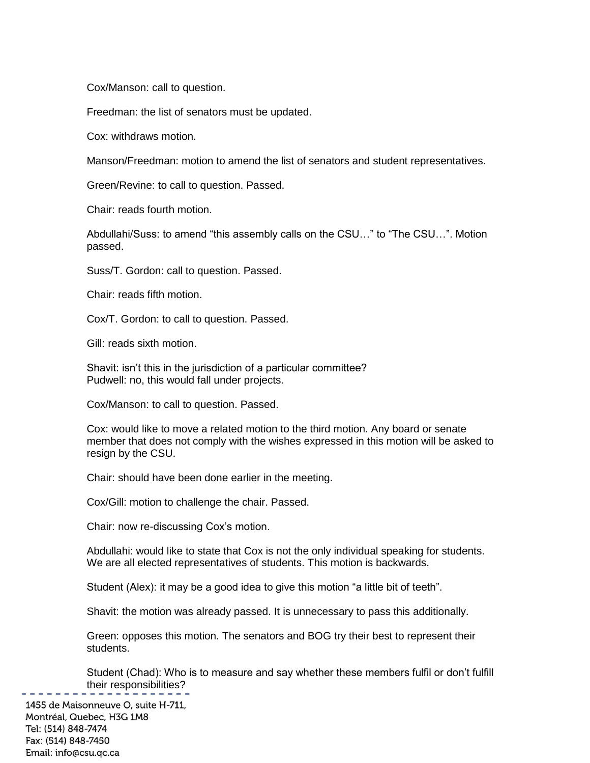Cox/Manson: call to question.

Freedman: the list of senators must be updated.

Cox: withdraws motion.

Manson/Freedman: motion to amend the list of senators and student representatives.

Green/Revine: to call to question. Passed.

Chair: reads fourth motion.

Abdullahi/Suss: to amend "this assembly calls on the CSU…" to "The CSU…". Motion passed.

Suss/T. Gordon: call to question. Passed.

Chair: reads fifth motion.

Cox/T. Gordon: to call to question. Passed.

Gill: reads sixth motion.

Shavit: isn't this in the jurisdiction of a particular committee?
Pudwell: no, this would fall under projects.

Cox/Manson: to call to question. Passed.

Cox: would like to move a related motion to the third motion. Any board or senate member that does not comply with the wishes expressed in this motion will be asked to resign by the CSU.

Chair: should have been done earlier in the meeting.

Cox/Gill: motion to challenge the chair. Passed.

Chair: now re-discussing Cox's motion.

Abdullahi: would like to state that Cox is not the only individual speaking for students. We are all elected representatives of students. This motion is backwards.

Student (Alex): it may be a good idea to give this motion "a little bit of teeth".

Shavit: the motion was already passed. It is unnecessary to pass this additionally.

Green: opposes this motion. The senators and BOG try their best to represent their students.

Student (Chad): Who is to measure and say whether these members fulfil or don't fulfill their responsibilities?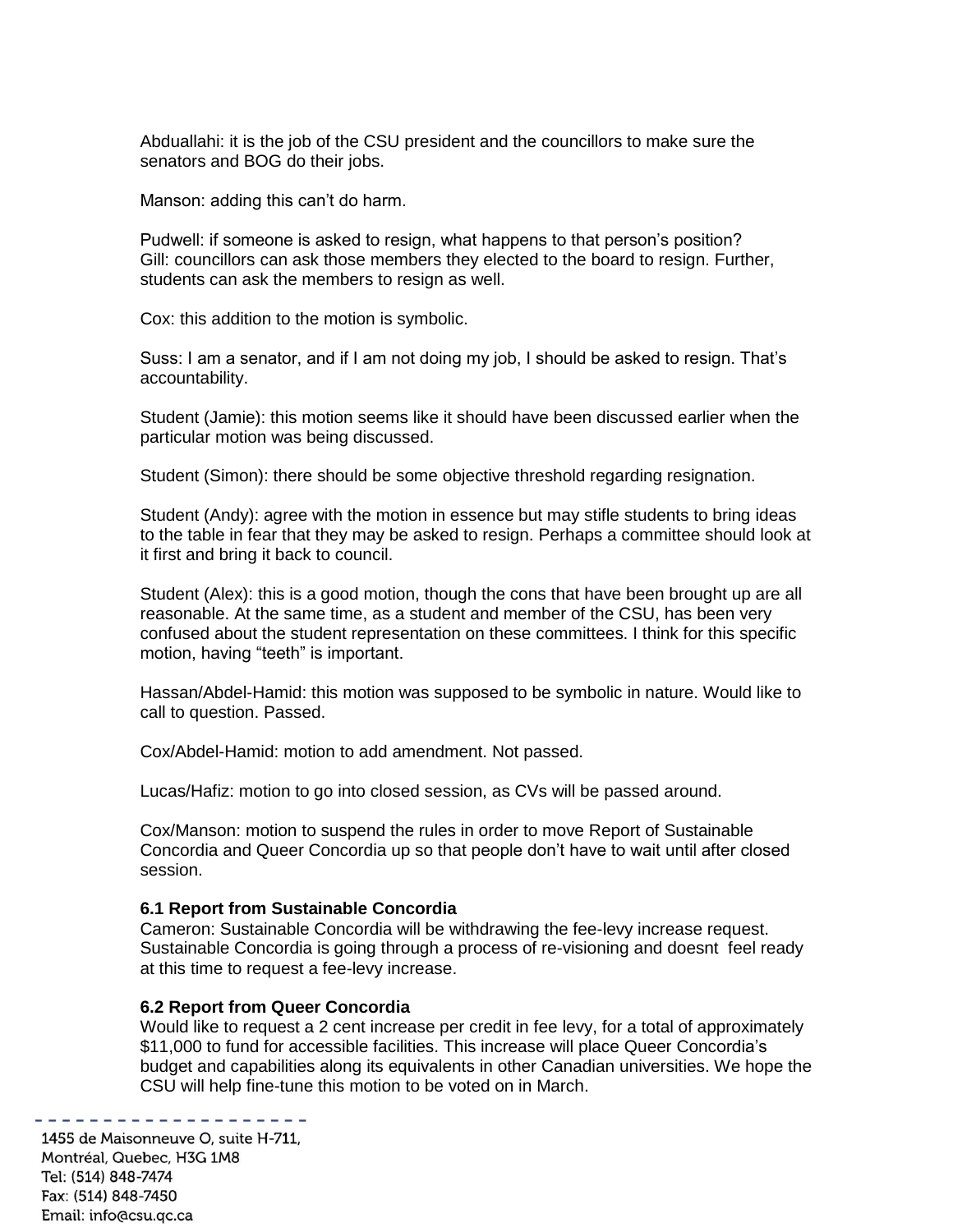Abduallahi: it is the job of the CSU president and the councillors to make sure the senators and BOG do their jobs.

Manson: adding this can't do harm.

Pudwell: if someone is asked to resign, what happens to that person's position?
Gill: councillors can ask those members they elected to the board to resign. Further, students can ask the members to resign as well.

Cox: this addition to the motion is symbolic.

Suss: I am a senator, and if I am not doing my job, I should be asked to resign. That's accountability.

Student (Jamie): this motion seems like it should have been discussed earlier when the particular motion was being discussed.

Student (Simon): there should be some objective threshold regarding resignation.

Student (Andy): agree with the motion in essence but may stifle students to bring ideas to the table in fear that they may be asked to resign. Perhaps a committee should look at it first and bring it back to council.

Student (Alex): this is a good motion, though the cons that have been brought up are all reasonable. At the same time, as a student and member of the CSU, has been very confused about the student representation on these committees. I think for this specific motion, having "teeth" is important.

Hassan/Abdel-Hamid: this motion was supposed to be symbolic in nature. Would like to call to question. Passed.

Cox/Abdel-Hamid: motion to add amendment. Not passed.

Lucas/Hafiz: motion to go into closed session, as CVs will be passed around.

Cox/Manson: motion to suspend the rules in order to move Report of Sustainable Concordia and Queer Concordia up so that people don't have to wait until after closed session.

**6.1 Report from Sustainable Concordia**
Cameron: Sustainable Concordia will be withdrawing the fee-levy increase request. Sustainable Concordia is going through a process of re-visioning and doesnt feel ready at this time to request a fee-levy increase.

**6.2 Report from Queer Concordia**
Would like to request a 2 cent increase per credit in fee levy, for a total of approximately $11,000 to fund for accessible facilities. This increase will place Queer Concordia's budget and capabilities along its equivalents in other Canadian universities. We hope the CSU will help fine-tune this motion to be voted on in March.

1455 de Maisonneuve O, suite H-711,
Montréal, Quebec, H3G 1M8
Tel: (514) 848-7474
Fax: (514) 848-7450
Email: info@csu.qc.ca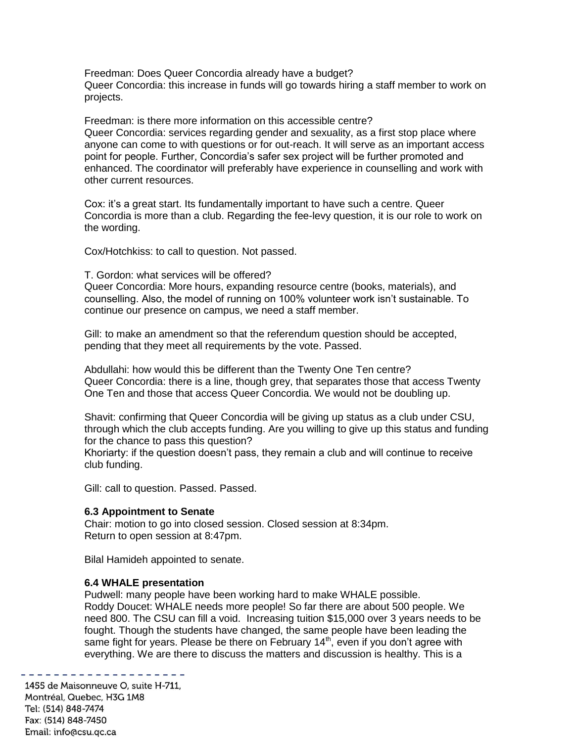Freedman: Does Queer Concordia already have a budget?
Queer Concordia: this increase in funds will go towards hiring a staff member to work on projects.

Freedman: is there more information on this accessible centre?
Queer Concordia: services regarding gender and sexuality, as a first stop place where anyone can come to with questions or for out-reach. It will serve as an important access point for people. Further, Concordia's safer sex project will be further promoted and enhanced. The coordinator will preferably have experience in counselling and work with other current resources.

Cox: it's a great start. Its fundamentally important to have such a centre. Queer Concordia is more than a club. Regarding the fee-levy question, it is our role to work on the wording.

Cox/Hotchkiss: to call to question. Not passed.

T. Gordon: what services will be offered?
Queer Concordia: More hours, expanding resource centre (books, materials), and counselling. Also, the model of running on 100% volunteer work isn't sustainable. To continue our presence on campus, we need a staff member.

Gill: to make an amendment so that the referendum question should be accepted, pending that they meet all requirements by the vote. Passed.

Abdullahi: how would this be different than the Twenty One Ten centre?
Queer Concordia: there is a line, though grey, that separates those that access Twenty One Ten and those that access Queer Concordia. We would not be doubling up.

Shavit: confirming that Queer Concordia will be giving up status as a club under CSU, through which the club accepts funding. Are you willing to give up this status and funding for the chance to pass this question?
Khoriarty: if the question doesn't pass, they remain a club and will continue to receive club funding.

Gill: call to question. Passed. Passed.

**6.3 Appointment to Senate**
Chair: motion to go into closed session. Closed session at 8:34pm.
Return to open session at 8:47pm.

Bilal Hamideh appointed to senate.

**6.4 WHALE presentation**
Pudwell: many people have been working hard to make WHALE possible.
Roddy Doucet: WHALE needs more people! So far there are about 500 people. We need 800. The CSU can fill a void. Increasing tuition $15,000 over 3 years needs to be fought. Though the students have changed, the same people have been leading the same fight for years. Please be there on February 14th, even if you don't agree with everything. We are there to discuss the matters and discussion is healthy. This is a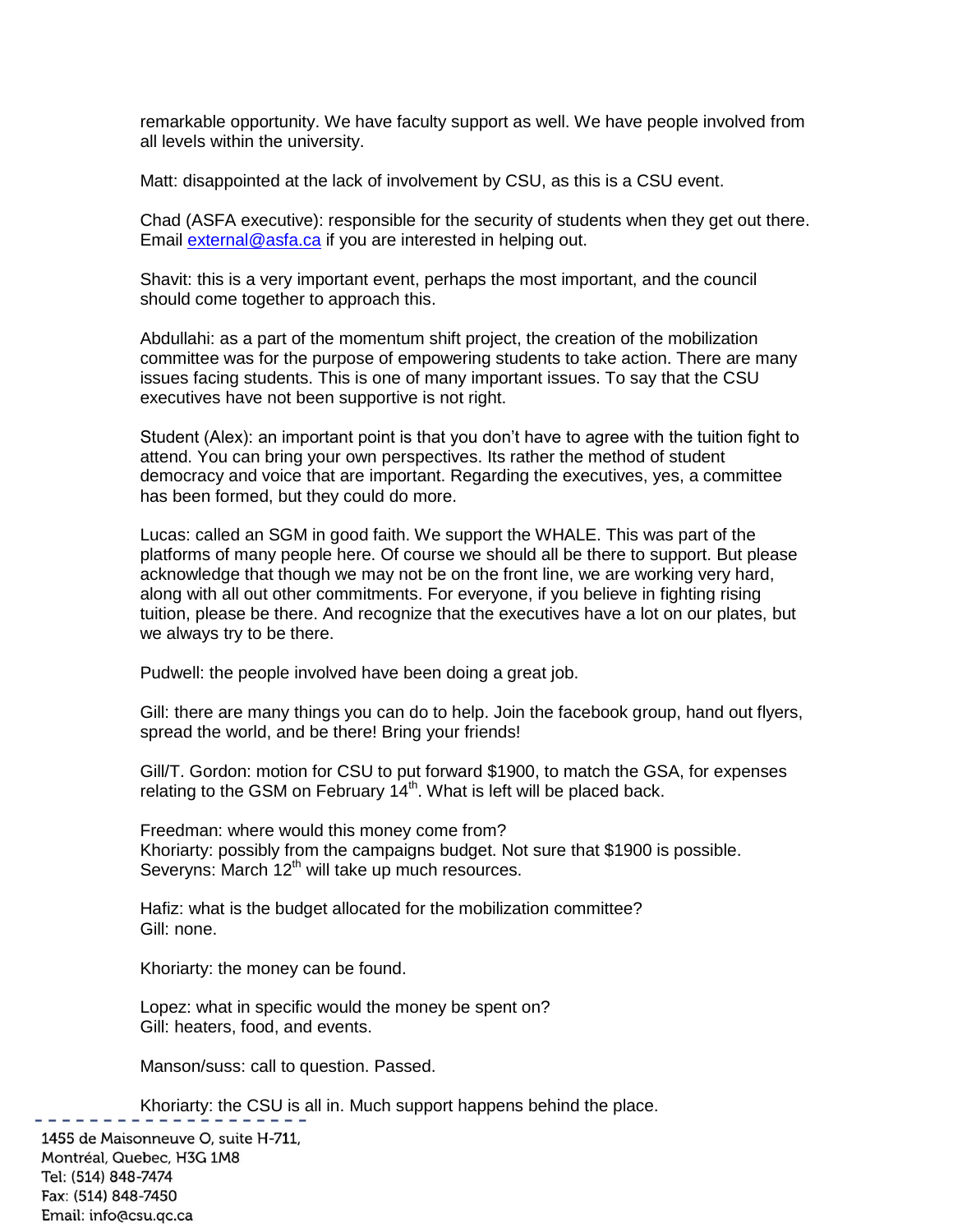remarkable opportunity. We have faculty support as well. We have people involved from all levels within the university.

Matt: disappointed at the lack of involvement by CSU, as this is a CSU event.

Chad (ASFA executive): responsible for the security of students when they get out there. Email external@asfa.ca if you are interested in helping out.

Shavit: this is a very important event, perhaps the most important, and the council should come together to approach this.

Abdullahi: as a part of the momentum shift project, the creation of the mobilization committee was for the purpose of empowering students to take action. There are many issues facing students. This is one of many important issues. To say that the CSU executives have not been supportive is not right.

Student (Alex): an important point is that you don't have to agree with the tuition fight to attend. You can bring your own perspectives. Its rather the method of student democracy and voice that are important. Regarding the executives, yes, a committee has been formed, but they could do more.

Lucas: called an SGM in good faith. We support the WHALE. This was part of the platforms of many people here. Of course we should all be there to support. But please acknowledge that though we may not be on the front line, we are working very hard, along with all out other commitments. For everyone, if you believe in fighting rising tuition, please be there. And recognize that the executives have a lot on our plates, but we always try to be there.

Pudwell: the people involved have been doing a great job.

Gill: there are many things you can do to help. Join the facebook group, hand out flyers, spread the world, and be there! Bring your friends!

Gill/T. Gordon: motion for CSU to put forward $1900, to match the GSA, for expenses relating to the GSM on February 14th. What is left will be placed back.

Freedman: where would this money come from?
Khoriarty: possibly from the campaigns budget. Not sure that $1900 is possible.
Severyns: March 12th will take up much resources.

Hafiz: what is the budget allocated for the mobilization committee?
Gill: none.

Khoriarty: the money can be found.

Lopez: what in specific would the money be spent on?
Gill: heaters, food, and events.

Manson/suss: call to question. Passed.

Khoriarty: the CSU is all in. Much support happens behind the place.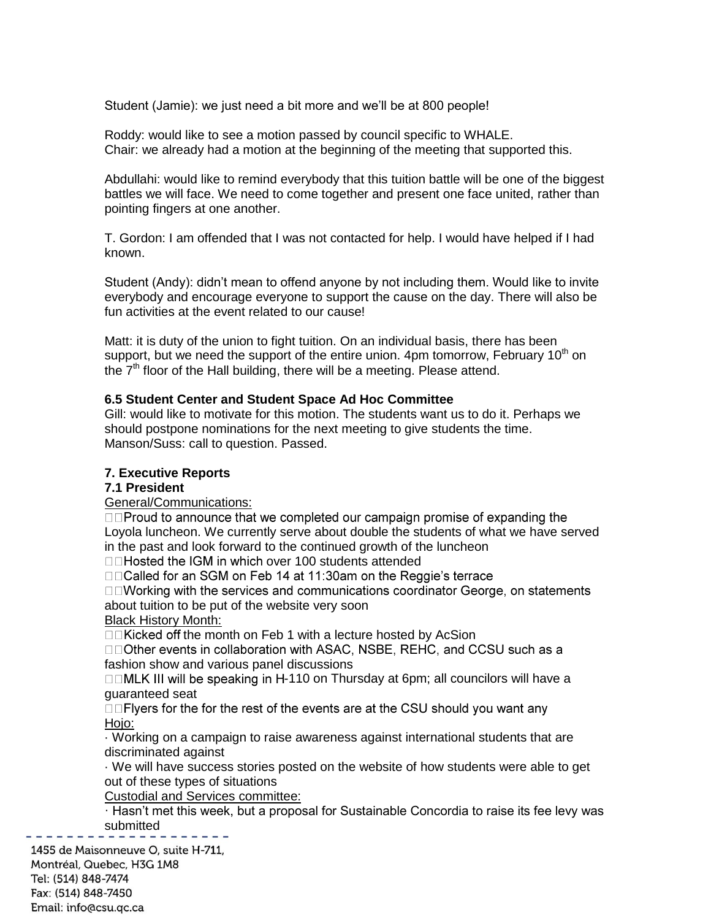Student (Jamie): we just need a bit more and we'll be at 800 people!

Roddy: would like to see a motion passed by council specific to WHALE.
Chair: we already had a motion at the beginning of the meeting that supported this.

Abdullahi: would like to remind everybody that this tuition battle will be one of the biggest battles we will face. We need to come together and present one face united, rather than pointing fingers at one another.

T. Gordon: I am offended that I was not contacted for help. I would have helped if I had known.

Student (Andy): didn't mean to offend anyone by not including them. Would like to invite everybody and encourage everyone to support the cause on the day. There will also be fun activities at the event related to our cause!

Matt: it is duty of the union to fight tuition. On an individual basis, there has been support, but we need the support of the entire union. 4pm tomorrow, February 10th on the 7th floor of the Hall building, there will be a meeting. Please attend.

**6.5 Student Center and Student Space Ad Hoc Committee**
Gill: would like to motivate for this motion. The students want us to do it. Perhaps we should postpone nominations for the next meeting to give students the time.
Manson/Suss: call to question. Passed.

**7. Executive Reports**

**7.1 President**

General/Communications:

- Proud to announce that we completed our campaign promise of expanding the Loyola luncheon. We currently serve about double the students of what we have served in the past and look forward to the continued growth of the luncheon
- Hosted the IGM in which over 100 students attended
- Called for an SGM on Feb 14 at 11:30am on the Reggie's terrace
- Working with the services and communications coordinator George, on statements about tuition to be put of the website very soon

Black History Month:

- Kicked off the month on Feb 1 with a lecture hosted by AcSion
- Other events in collaboration with ASAC, NSBE, REHC, and CCSU such as a fashion show and various panel discussions
- MLK III will be speaking in H-110 on Thursday at 6pm; all councilors will have a guaranteed seat
- Flyers for the for the rest of the events are at the CSU should you want any

Hojo:

- Working on a campaign to raise awareness against international students that are discriminated against
- We will have success stories posted on the website of how students were able to get out of these types of situations

Custodial and Services committee:

- Hasn't met this week, but a proposal for Sustainable Concordia to raise its fee levy was submitted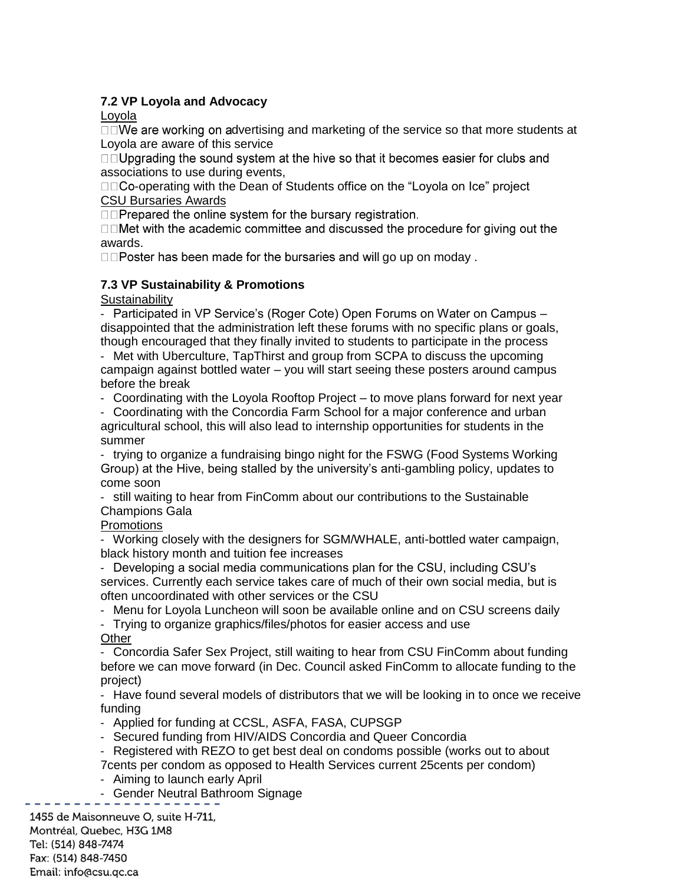### 7.2 VP Loyola and Advocacy

Loyola

- We are working on advertising and marketing of the service so that more students at Loyola are aware of this service
- Upgrading the sound system at the hive so that it becomes easier for clubs and associations to use during events,
- Co-operating with the Dean of Students office on the "Loyola on Ice" project

CSU Bursaries Awards

- Prepared the online system for the bursary registration.
- Met with the academic committee and discussed the procedure for giving out the awards.
- Poster has been made for the bursaries and will go up on moday .

### 7.3 VP Sustainability & Promotions

Sustainability

- Participated in VP Service's (Roger Cote) Open Forums on Water on Campus – disappointed that the administration left these forums with no specific plans or goals, though encouraged that they finally invited to students to participate in the process
- Met with Uberculture, TapThirst and group from SCPA to discuss the upcoming campaign against bottled water – you will start seeing these posters around campus before the break
- Coordinating with the Loyola Rooftop Project – to move plans forward for next year
- Coordinating with the Concordia Farm School for a major conference and urban agricultural school, this will also lead to internship opportunities for students in the summer
- trying to organize a fundraising bingo night for the FSWG (Food Systems Working Group) at the Hive, being stalled by the university's anti-gambling policy, updates to come soon
- still waiting to hear from FinComm about our contributions to the Sustainable Champions Gala

Promotions

- Working closely with the designers for SGM/WHALE, anti-bottled water campaign, black history month and tuition fee increases
- Developing a social media communications plan for the CSU, including CSU's services. Currently each service takes care of much of their own social media, but is often uncoordinated with other services or the CSU
- Menu for Loyola Luncheon will soon be available online and on CSU screens daily
- Trying to organize graphics/files/photos for easier access and use

Other

- Concordia Safer Sex Project, still waiting to hear from CSU FinComm about funding before we can move forward (in Dec. Council asked FinComm to allocate funding to the project)
- Have found several models of distributors that we will be looking in to once we receive funding
- Applied for funding at CCSL, ASFA, FASA, CUPSGP
- Secured funding from HIV/AIDS Concordia and Queer Concordia
- Registered with REZO to get best deal on condoms possible (works out to about 7cents per condom as opposed to Health Services current 25cents per condom)
- Aiming to launch early April
- Gender Neutral Bathroom Signage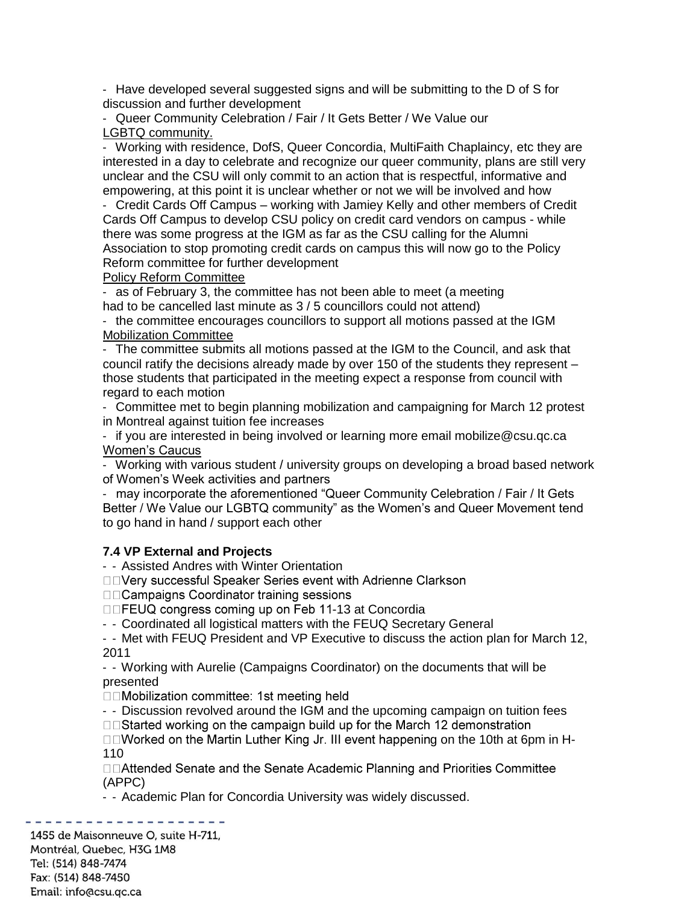- Have developed several suggested signs and will be submitting to the D of S for discussion and further development

- Queer Community Celebration / Fair / It Gets Better / We Value our LGBTQ community.

- Working with residence, DofS, Queer Concordia, MultiFaith Chaplaincy, etc they are interested in a day to celebrate and recognize our queer community, plans are still very unclear and the CSU will only commit to an action that is respectful, informative and empowering, at this point it is unclear whether or not we will be involved and how

- Credit Cards Off Campus – working with Jamiey Kelly and other members of Credit Cards Off Campus to develop CSU policy on credit card vendors on campus - while there was some progress at the IGM as far as the CSU calling for the Alumni Association to stop promoting credit cards on campus this will now go to the Policy Reform committee for further development

Policy Reform Committee

- as of February 3, the committee has not been able to meet (a meeting had to be cancelled last minute as 3 / 5 councillors could not attend)

- the committee encourages councillors to support all motions passed at the IGM

Mobilization Committee

- The committee submits all motions passed at the IGM to the Council, and ask that council ratify the decisions already made by over 150 of the students they represent – those students that participated in the meeting expect a response from council with regard to each motion

- Committee met to begin planning mobilization and campaigning for March 12 protest in Montreal against tuition fee increases

- if you are interested in being involved or learning more email mobilize@csu.qc.ca

Women's Caucus

- Working with various student / university groups on developing a broad based network of Women's Week activities and partners

- may incorporate the aforementioned "Queer Community Celebration / Fair / It Gets Better / We Value our LGBTQ community" as the Women's and Queer Movement tend to go hand in hand / support each other

**7.4 VP External and Projects**

- - Assisted Andres with Winter Orientation
- Very successful Speaker Series event with Adrienne Clarkson
- Campaigns Coordinator training sessions
- FEUQ congress coming up on Feb 11-13 at Concordia
- - Coordinated all logistical matters with the FEUQ Secretary General
- - Met with FEUQ President and VP Executive to discuss the action plan for March 12, 2011
- - Working with Aurelie (Campaigns Coordinator) on the documents that will be presented
- Mobilization committee: 1st meeting held
- - Discussion revolved around the IGM and the upcoming campaign on tuition fees
- Started working on the campaign build up for the March 12 demonstration
- Worked on the Martin Luther King Jr. III event happening on the 10th at 6pm in H-110
- Attended Senate and the Senate Academic Planning and Priorities Committee (APPC)
- - Academic Plan for Concordia University was widely discussed.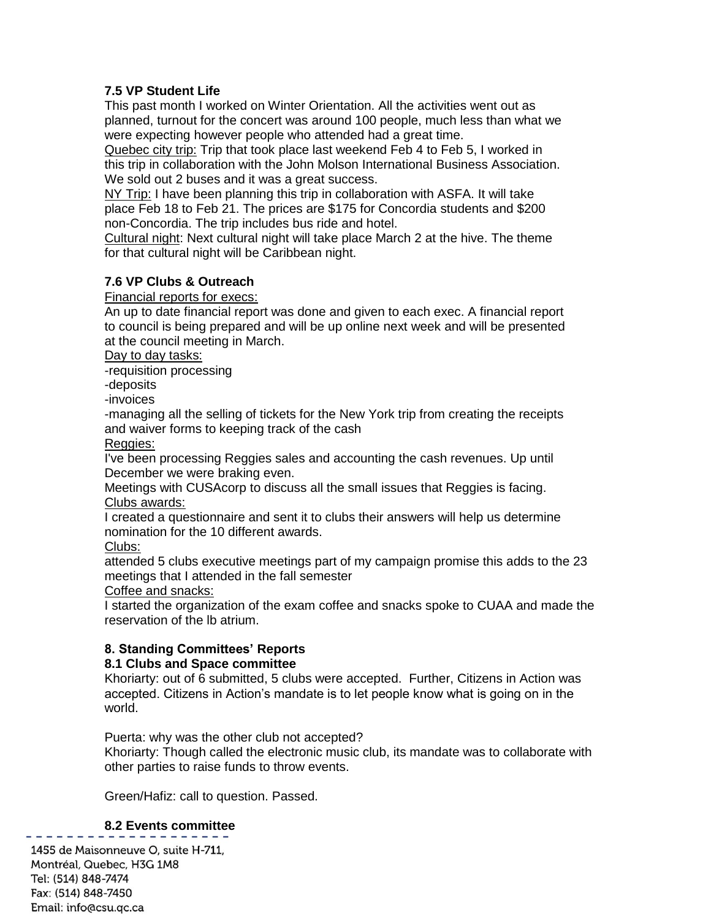**7.5 VP Student Life**

This past month I worked on Winter Orientation. All the activities went out as planned, turnout for the concert was around 100 people, much less than what we were expecting however people who attended had a great time.

Quebec city trip: Trip that took place last weekend Feb 4 to Feb 5, I worked in this trip in collaboration with the John Molson International Business Association. We sold out 2 buses and it was a great success.

NY Trip: I have been planning this trip in collaboration with ASFA. It will take place Feb 18 to Feb 21. The prices are $175 for Concordia students and $200 non-Concordia. The trip includes bus ride and hotel.

Cultural night: Next cultural night will take place March 2 at the hive. The theme for that cultural night will be Caribbean night.

**7.6 VP Clubs & Outreach**

Financial reports for execs:

An up to date financial report was done and given to each exec. A financial report to council is being prepared and will be up online next week and will be presented at the council meeting in March.

Day to day tasks:

-requisition processing

-deposits

-invoices

-managing all the selling of tickets for the New York trip from creating the receipts and waiver forms to keeping track of the cash

Reggies:

I've been processing Reggies sales and accounting the cash revenues. Up until December we were braking even.

Meetings with CUSAcorp to discuss all the small issues that Reggies is facing.

Clubs awards:

I created a questionnaire and sent it to clubs their answers will help us determine nomination for the 10 different awards.

Clubs:

attended 5 clubs executive meetings part of my campaign promise this adds to the 23 meetings that I attended in the fall semester

Coffee and snacks:

I started the organization of the exam coffee and snacks spoke to CUAA and made the reservation of the lb atrium.

**8. Standing Committees' Reports**

**8.1 Clubs and Space committee**

Khoriarty: out of 6 submitted, 5 clubs were accepted. Further, Citizens in Action was accepted. Citizens in Action's mandate is to let people know what is going on in the world.

Puerta: why was the other club not accepted?

Khoriarty: Though called the electronic music club, its mandate was to collaborate with other parties to raise funds to throw events.

Green/Hafiz: call to question. Passed.

**8.2 Events committee**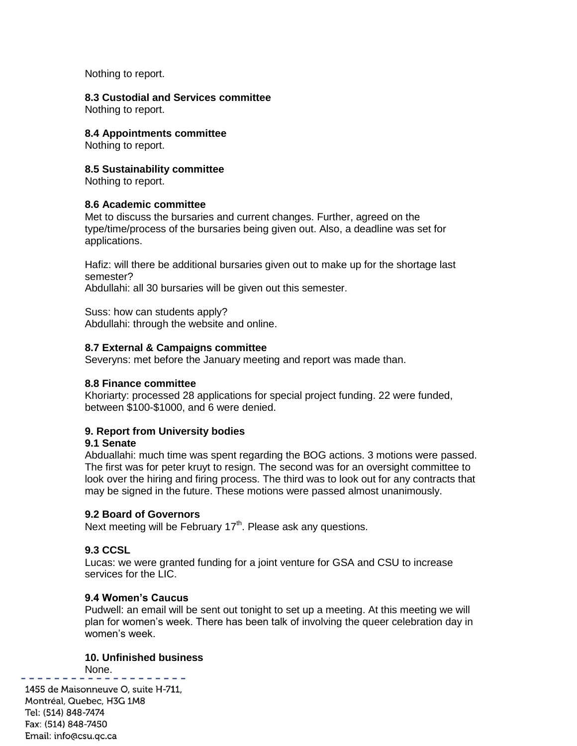Nothing to report.

**8.3 Custodial and Services committee**
Nothing to report.

**8.4 Appointments committee**
Nothing to report.

**8.5 Sustainability committee**
Nothing to report.

**8.6 Academic committee**
Met to discuss the bursaries and current changes. Further, agreed on the type/time/process of the bursaries being given out. Also, a deadline was set for applications.

Hafiz: will there be additional bursaries given out to make up for the shortage last semester?
Abdullahi: all 30 bursaries will be given out this semester.

Suss: how can students apply?
Abdullahi: through the website and online.

**8.7 External & Campaigns committee**
Severyns: met before the January meeting and report was made than.

**8.8 Finance committee**
Khoriarty: processed 28 applications for special project funding. 22 were funded, between $100-$1000, and 6 were denied.

**9. Report from University bodies**

**9.1 Senate**
Abduallahi: much time was spent regarding the BOG actions. 3 motions were passed. The first was for peter kruyt to resign. The second was for an oversight committee to look over the hiring and firing process. The third was to look out for any contracts that may be signed in the future. These motions were passed almost unanimously.

**9.2 Board of Governors**
Next meeting will be February 17th. Please ask any questions.

**9.3 CCSL**
Lucas: we were granted funding for a joint venture for GSA and CSU to increase services for the LIC.

**9.4 Women's Caucus**
Pudwell: an email will be sent out tonight to set up a meeting. At this meeting we will plan for women's week. There has been talk of involving the queer celebration day in women's week.

**10. Unfinished business**
None.

1455 de Maisonneuve O, suite H-711,
Montréal, Quebec, H3G 1M8
Tel: (514) 848-7474
Fax: (514) 848-7450
Email: info@csu.qc.ca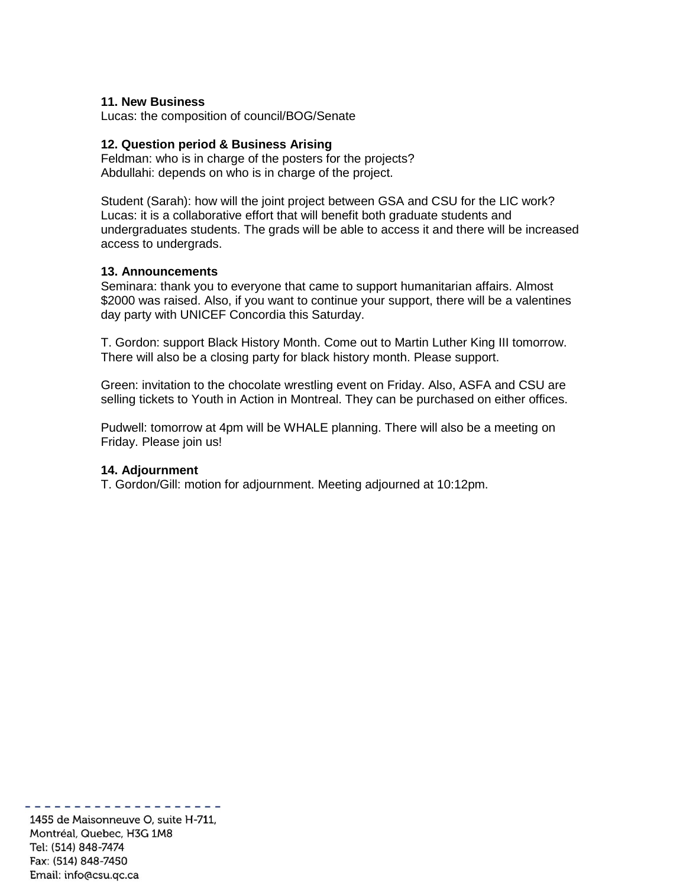**11. New Business**
Lucas: the composition of council/BOG/Senate

**12. Question period & Business Arising**
Feldman: who is in charge of the posters for the projects?
Abdullahi: depends on who is in charge of the project.

Student (Sarah): how will the joint project between GSA and CSU for the LIC work?
Lucas: it is a collaborative effort that will benefit both graduate students and undergraduates students. The grads will be able to access it and there will be increased access to undergrads.

**13. Announcements**
Seminara: thank you to everyone that came to support humanitarian affairs. Almost $2000 was raised. Also, if you want to continue your support, there will be a valentines day party with UNICEF Concordia this Saturday.

T. Gordon: support Black History Month. Come out to Martin Luther King III tomorrow. There will also be a closing party for black history month. Please support.

Green: invitation to the chocolate wrestling event on Friday. Also, ASFA and CSU are selling tickets to Youth in Action in Montreal. They can be purchased on either offices.

Pudwell: tomorrow at 4pm will be WHALE planning. There will also be a meeting on Friday. Please join us!

**14. Adjournment**
T. Gordon/Gill: motion for adjournment. Meeting adjourned at 10:12pm.